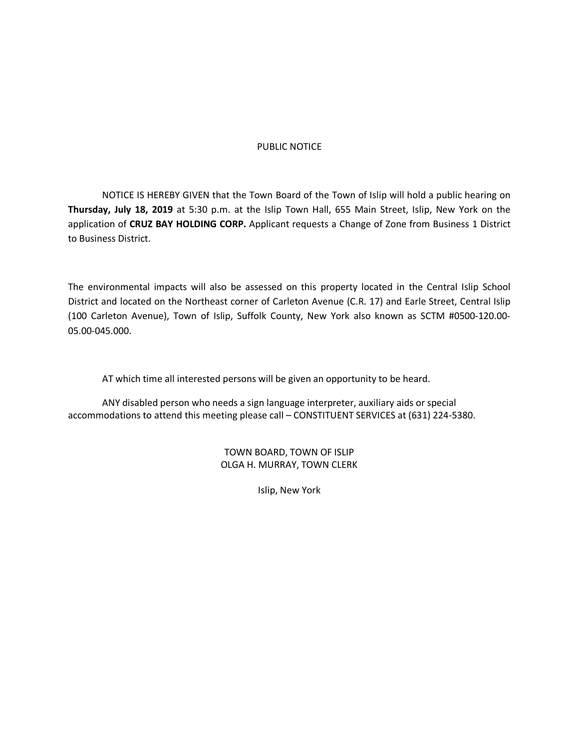# PUBLIC NOTICE

NOTICE IS HEREBY GIVEN that the Town Board of the Town of Islip will hold a public hearing on **Thursday, July 18, 2019** at 5:30 p.m. at the Islip Town Hall, 655 Main Street, Islip, New York on the application of **CRUZ BAY HOLDING CORP.** Applicant requests a Change of Zone from Business 1 District to Business District.

The environmental impacts will also be assessed on this property located in the Central Islip School District and located on the Northeast corner of Carleton Avenue (C.R. 17) and Earle Street, Central Islip (100 Carleton Avenue), Town of Islip, Suffolk County, New York also known as SCTM #0500-120.00-05.00-045.000.

AT which time all interested persons will be given an opportunity to be heard.

ANY disabled person who needs a sign language interpreter, auxiliary aids or special accommodations to attend this meeting please call – CONSTITUENT SERVICES at (631) 224-5380.

TOWN BOARD, TOWN OF ISLIP
OLGA H. MURRAY, TOWN CLERK

Islip, New York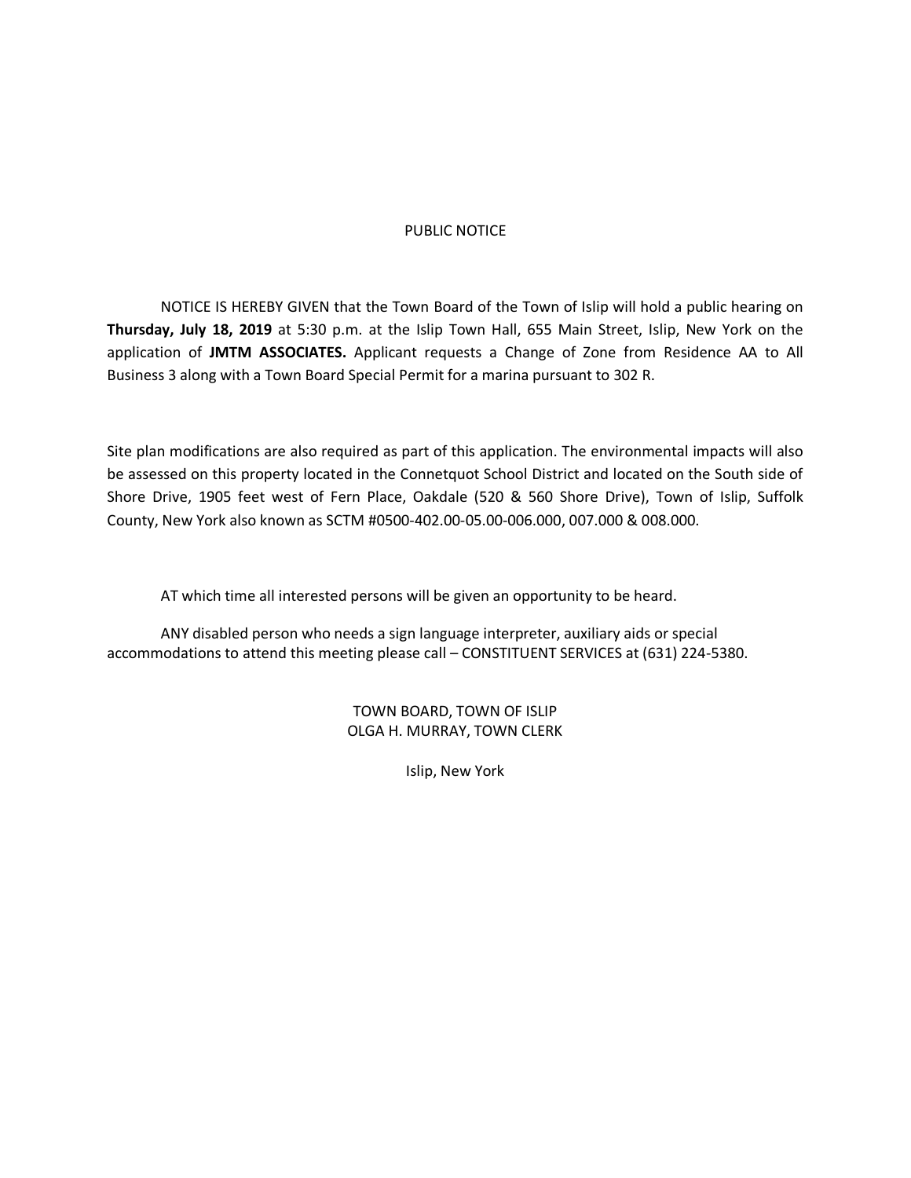PUBLIC NOTICE

NOTICE IS HEREBY GIVEN that the Town Board of the Town of Islip will hold a public hearing on **Thursday, July 18, 2019** at 5:30 p.m. at the Islip Town Hall, 655 Main Street, Islip, New York on the application of **JMTM ASSOCIATES.** Applicant requests a Change of Zone from Residence AA to All Business 3 along with a Town Board Special Permit for a marina pursuant to 302 R.

Site plan modifications are also required as part of this application. The environmental impacts will also be assessed on this property located in the Connetquot School District and located on the South side of Shore Drive, 1905 feet west of Fern Place, Oakdale (520 & 560 Shore Drive), Town of Islip, Suffolk County, New York also known as SCTM #0500-402.00-05.00-006.000, 007.000 & 008.000.

AT which time all interested persons will be given an opportunity to be heard.

ANY disabled person who needs a sign language interpreter, auxiliary aids or special accommodations to attend this meeting please call – CONSTITUENT SERVICES at (631) 224-5380.

TOWN BOARD, TOWN OF ISLIP
OLGA H. MURRAY, TOWN CLERK

Islip, New York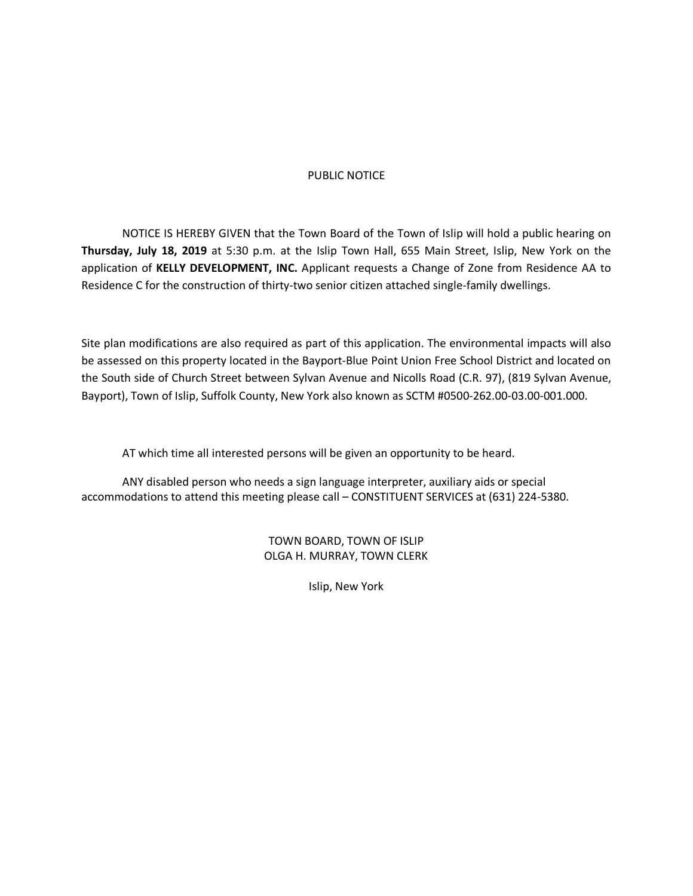# PUBLIC NOTICE

NOTICE IS HEREBY GIVEN that the Town Board of the Town of Islip will hold a public hearing on **Thursday, July 18, 2019** at 5:30 p.m. at the Islip Town Hall, 655 Main Street, Islip, New York on the application of **KELLY DEVELOPMENT, INC.** Applicant requests a Change of Zone from Residence AA to Residence C for the construction of thirty-two senior citizen attached single-family dwellings.

Site plan modifications are also required as part of this application. The environmental impacts will also be assessed on this property located in the Bayport-Blue Point Union Free School District and located on the South side of Church Street between Sylvan Avenue and Nicolls Road (C.R. 97), (819 Sylvan Avenue, Bayport), Town of Islip, Suffolk County, New York also known as SCTM #0500-262.00-03.00-001.000.

AT which time all interested persons will be given an opportunity to be heard.

ANY disabled person who needs a sign language interpreter, auxiliary aids or special accommodations to attend this meeting please call – CONSTITUENT SERVICES at (631) 224-5380.

TOWN BOARD, TOWN OF ISLIP
OLGA H. MURRAY, TOWN CLERK

Islip, New York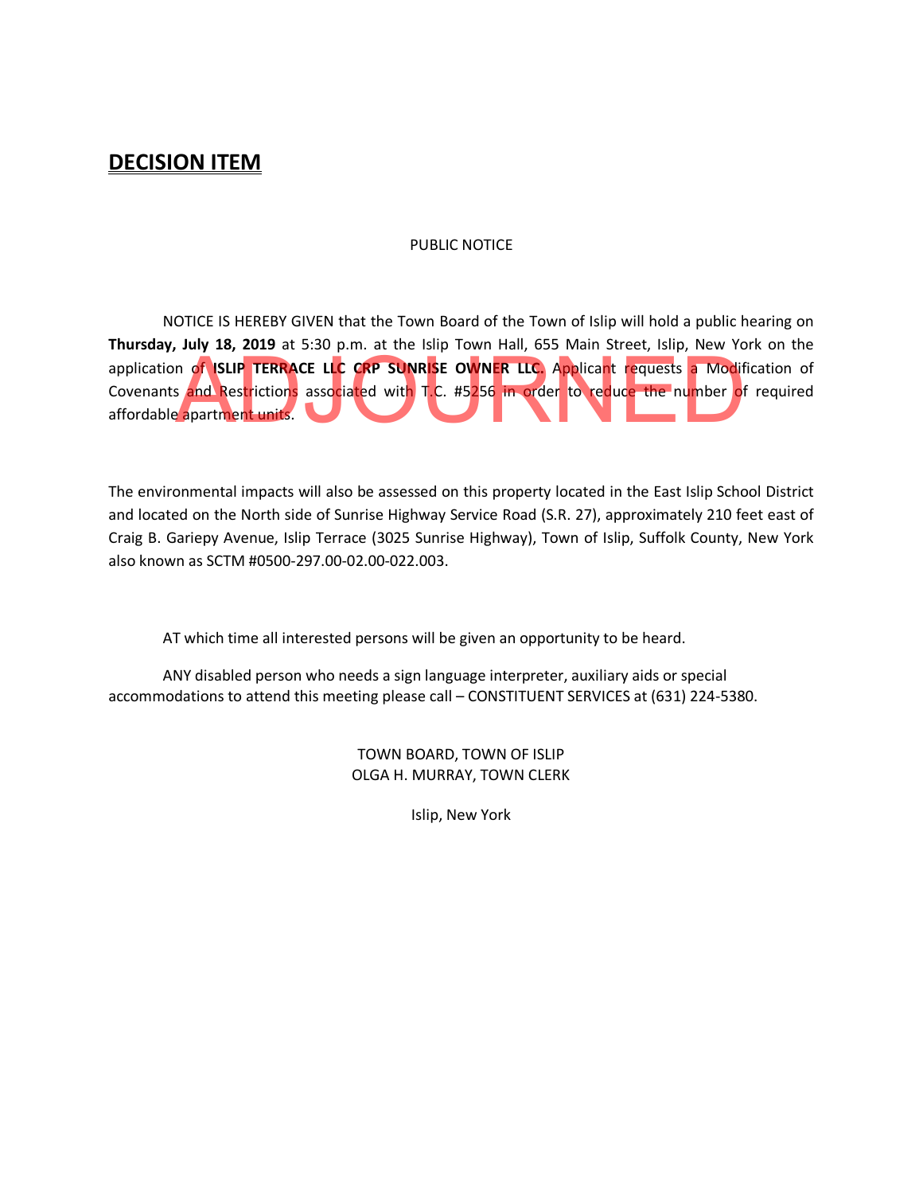## DECISION ITEM

PUBLIC NOTICE

NOTICE IS HEREBY GIVEN that the Town Board of the Town of Islip will hold a public hearing on **Thursday, July 18, 2019** at 5:30 p.m. at the Islip Town Hall, 655 Main Street, Islip, New York on the application of **ISLIP TERRACE LLC CRP SUNRISE OWNER LLC.** Applicant requests a Modification of Covenants and Restrictions associated with T.C. #5256 in order to reduce the number of required affordable apartment units.

ADJOURNED

The environmental impacts will also be assessed on this property located in the East Islip School District and located on the North side of Sunrise Highway Service Road (S.R. 27), approximately 210 feet east of Craig B. Gariepy Avenue, Islip Terrace (3025 Sunrise Highway), Town of Islip, Suffolk County, New York also known as SCTM #0500-297.00-02.00-022.003.

AT which time all interested persons will be given an opportunity to be heard.

ANY disabled person who needs a sign language interpreter, auxiliary aids or special accommodations to attend this meeting please call – CONSTITUENT SERVICES at (631) 224-5380.

TOWN BOARD, TOWN OF ISLIP
OLGA H. MURRAY, TOWN CLERK

Islip, New York